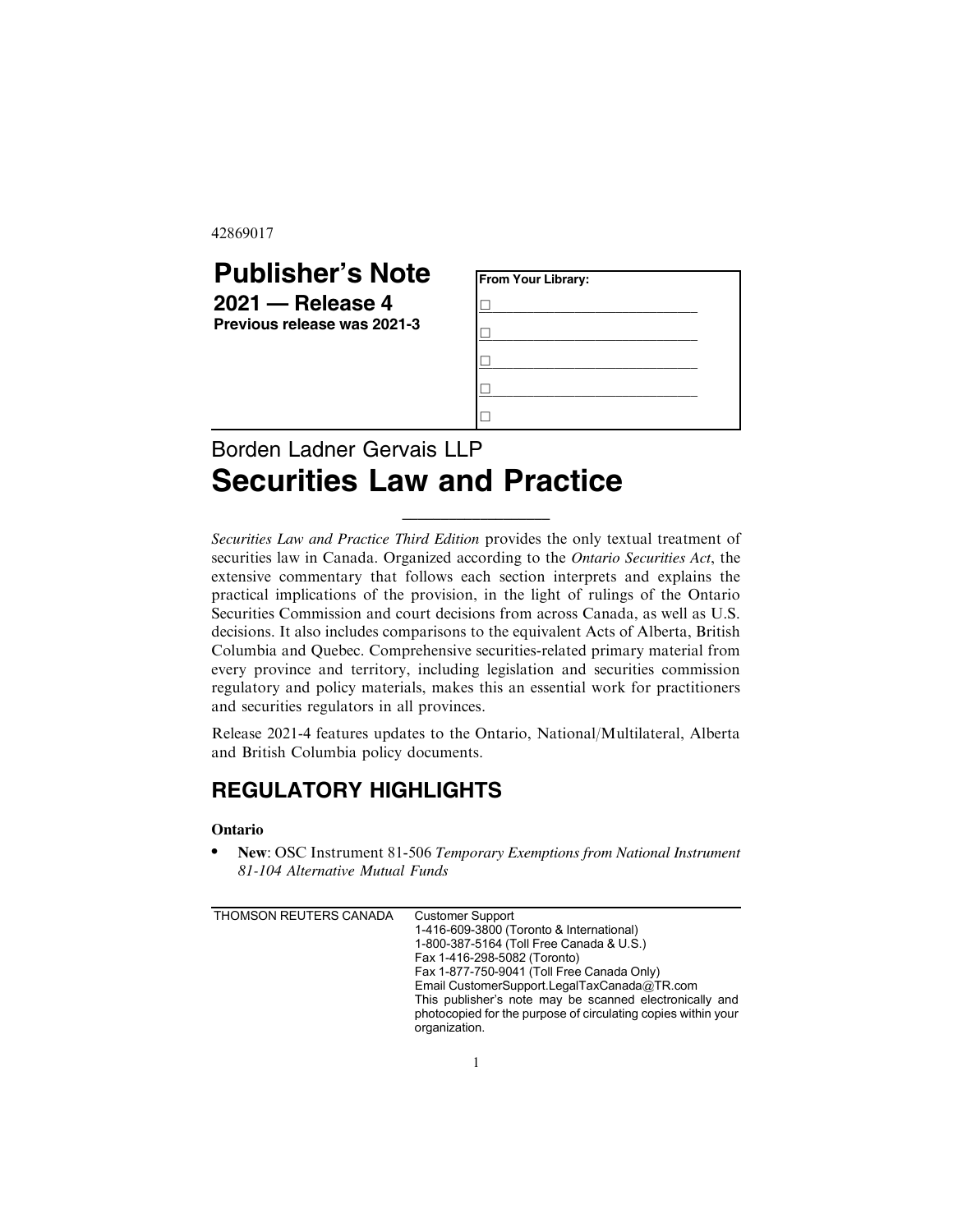42869017

# Publisher's Note

**2021 — Release 4**

**Previous release was 2021-3**

**From Your Library:**

- ☐ ____________________
- ☐ ____________________
- ☐ ____________________
- ☐ ____________________
- ☐

Borden Ladner Gervais LLP

# Securities Law and Practice

*Securities Law and Practice Third Edition* provides the only textual treatment of securities law in Canada. Organized according to the *Ontario Securities Act*, the extensive commentary that follows each section interprets and explains the practical implications of the provision, in the light of rulings of the Ontario Securities Commission and court decisions from across Canada, as well as U.S. decisions. It also includes comparisons to the equivalent Acts of Alberta, British Columbia and Quebec. Comprehensive securities-related primary material from every province and territory, including legislation and securities commission regulatory and policy materials, makes this an essential work for practitioners and securities regulators in all provinces.

Release 2021-4 features updates to the Ontario, National/Multilateral, Alberta and British Columbia policy documents.

## REGULATORY HIGHLIGHTS

**Ontario**

- **New**: OSC Instrument 81-506 *Temporary Exemptions from National Instrument 81-104 Alternative Mutual Funds*

THOMSON REUTERS CANADA

Customer Support
1-416-609-3800 (Toronto & International)
1-800-387-5164 (Toll Free Canada & U.S.)
Fax 1-416-298-5082 (Toronto)
Fax 1-877-750-9041 (Toll Free Canada Only)
Email CustomerSupport.LegalTaxCanada@TR.com
This publisher's note may be scanned electronically and photocopied for the purpose of circulating copies within your organization.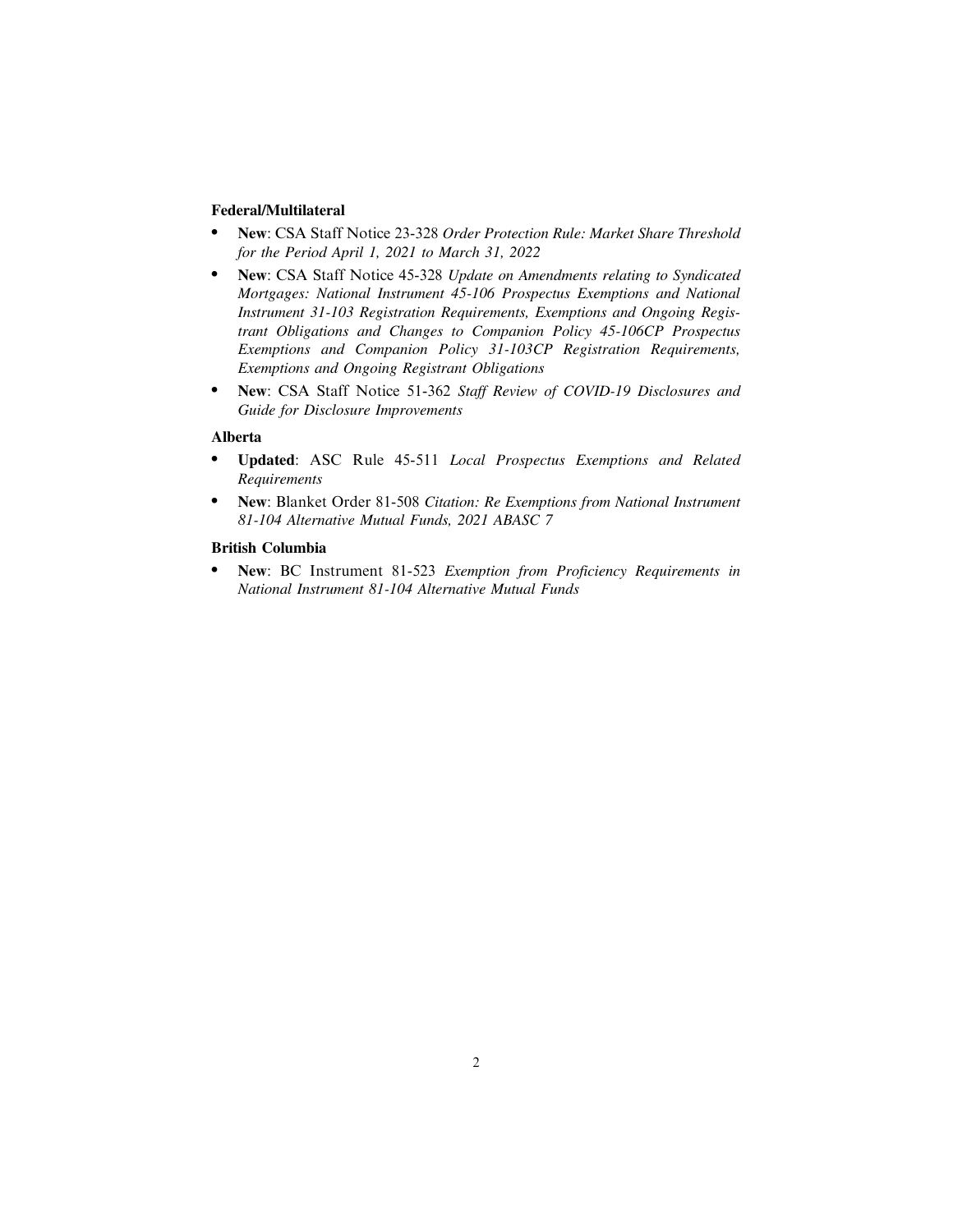**Federal/Multilateral**

- **New**: CSA Staff Notice 23-328 *Order Protection Rule: Market Share Threshold for the Period April 1, 2021 to March 31, 2022*
- **New**: CSA Staff Notice 45-328 *Update on Amendments relating to Syndicated Mortgages: National Instrument 45-106 Prospectus Exemptions and National Instrument 31-103 Registration Requirements, Exemptions and Ongoing Registrant Obligations and Changes to Companion Policy 45-106CP Prospectus Exemptions and Companion Policy 31-103CP Registration Requirements, Exemptions and Ongoing Registrant Obligations*
- **New**: CSA Staff Notice 51-362 *Staff Review of COVID-19 Disclosures and Guide for Disclosure Improvements*

**Alberta**

- **Updated**: ASC Rule 45-511 *Local Prospectus Exemptions and Related Requirements*
- **New**: Blanket Order 81-508 *Citation: Re Exemptions from National Instrument 81-104 Alternative Mutual Funds, 2021 ABASC 7*

**British Columbia**

- **New**: BC Instrument 81-523 *Exemption from Proficiency Requirements in National Instrument 81-104 Alternative Mutual Funds*